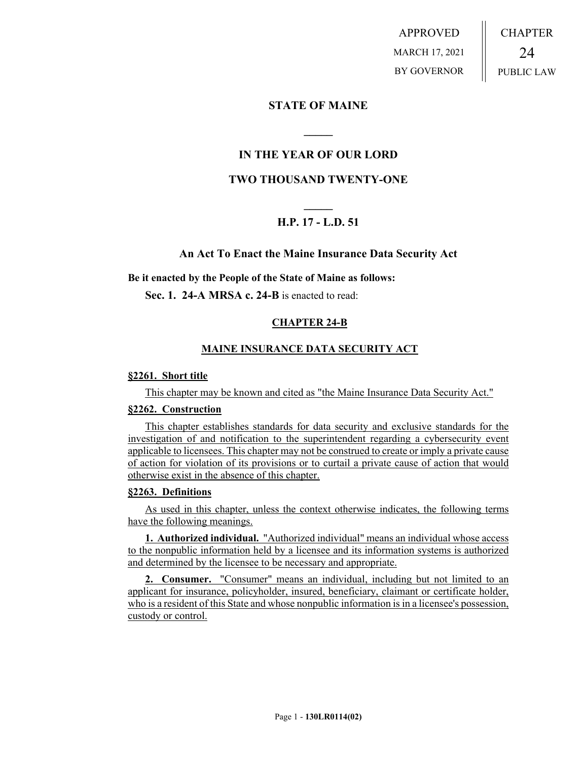APPROVED
MARCH 17, 2021
BY GOVERNOR

CHAPTER
24
PUBLIC LAW

# STATE OF MAINE

## IN THE YEAR OF OUR LORD

## TWO THOUSAND TWENTY-ONE

## H.P. 17 - L.D. 51

### An Act To Enact the Maine Insurance Data Security Act

**Be it enacted by the People of the State of Maine as follows:**

**Sec. 1. 24-A MRSA c. 24-B** is enacted to read:

**CHAPTER 24-B**

**MAINE INSURANCE DATA SECURITY ACT**

**§2261. Short title**

This chapter may be known and cited as "the Maine Insurance Data Security Act."

**§2262. Construction**

This chapter establishes standards for data security and exclusive standards for the investigation of and notification to the superintendent regarding a cybersecurity event applicable to licensees. This chapter may not be construed to create or imply a private cause of action for violation of its provisions or to curtail a private cause of action that would otherwise exist in the absence of this chapter.

**§2263. Definitions**

As used in this chapter, unless the context otherwise indicates, the following terms have the following meanings.

**1. Authorized individual.** "Authorized individual" means an individual whose access to the nonpublic information held by a licensee and its information systems is authorized and determined by the licensee to be necessary and appropriate.

**2. Consumer.** "Consumer" means an individual, including but not limited to an applicant for insurance, policyholder, insured, beneficiary, claimant or certificate holder, who is a resident of this State and whose nonpublic information is in a licensee's possession, custody or control.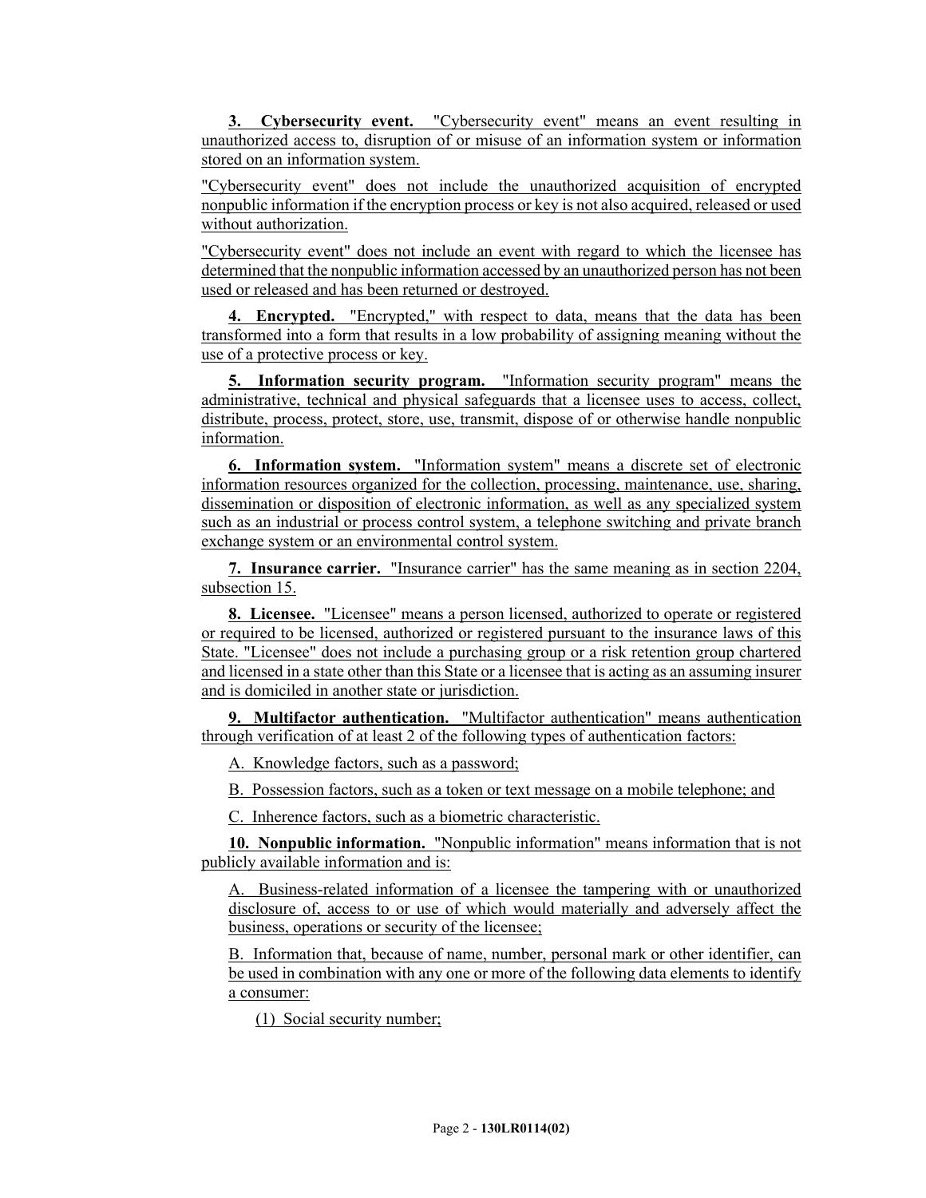**3. Cybersecurity event.** "Cybersecurity event" means an event resulting in unauthorized access to, disruption of or misuse of an information system or information stored on an information system.

"Cybersecurity event" does not include the unauthorized acquisition of encrypted nonpublic information if the encryption process or key is not also acquired, released or used without authorization.

"Cybersecurity event" does not include an event with regard to which the licensee has determined that the nonpublic information accessed by an unauthorized person has not been used or released and has been returned or destroyed.

**4. Encrypted.** "Encrypted," with respect to data, means that the data has been transformed into a form that results in a low probability of assigning meaning without the use of a protective process or key.

**5. Information security program.** "Information security program" means the administrative, technical and physical safeguards that a licensee uses to access, collect, distribute, process, protect, store, use, transmit, dispose of or otherwise handle nonpublic information.

**6. Information system.** "Information system" means a discrete set of electronic information resources organized for the collection, processing, maintenance, use, sharing, dissemination or disposition of electronic information, as well as any specialized system such as an industrial or process control system, a telephone switching and private branch exchange system or an environmental control system.

**7. Insurance carrier.** "Insurance carrier" has the same meaning as in section 2204, subsection 15.

**8. Licensee.** "Licensee" means a person licensed, authorized to operate or registered or required to be licensed, authorized or registered pursuant to the insurance laws of this State. "Licensee" does not include a purchasing group or a risk retention group chartered and licensed in a state other than this State or a licensee that is acting as an assuming insurer and is domiciled in another state or jurisdiction.

**9. Multifactor authentication.** "Multifactor authentication" means authentication through verification of at least 2 of the following types of authentication factors:

A. Knowledge factors, such as a password;

B. Possession factors, such as a token or text message on a mobile telephone; and

C. Inherence factors, such as a biometric characteristic.

**10. Nonpublic information.** "Nonpublic information" means information that is not publicly available information and is:

A. Business-related information of a licensee the tampering with or unauthorized disclosure of, access to or use of which would materially and adversely affect the business, operations or security of the licensee;

B. Information that, because of name, number, personal mark or other identifier, can be used in combination with any one or more of the following data elements to identify a consumer:

(1) Social security number;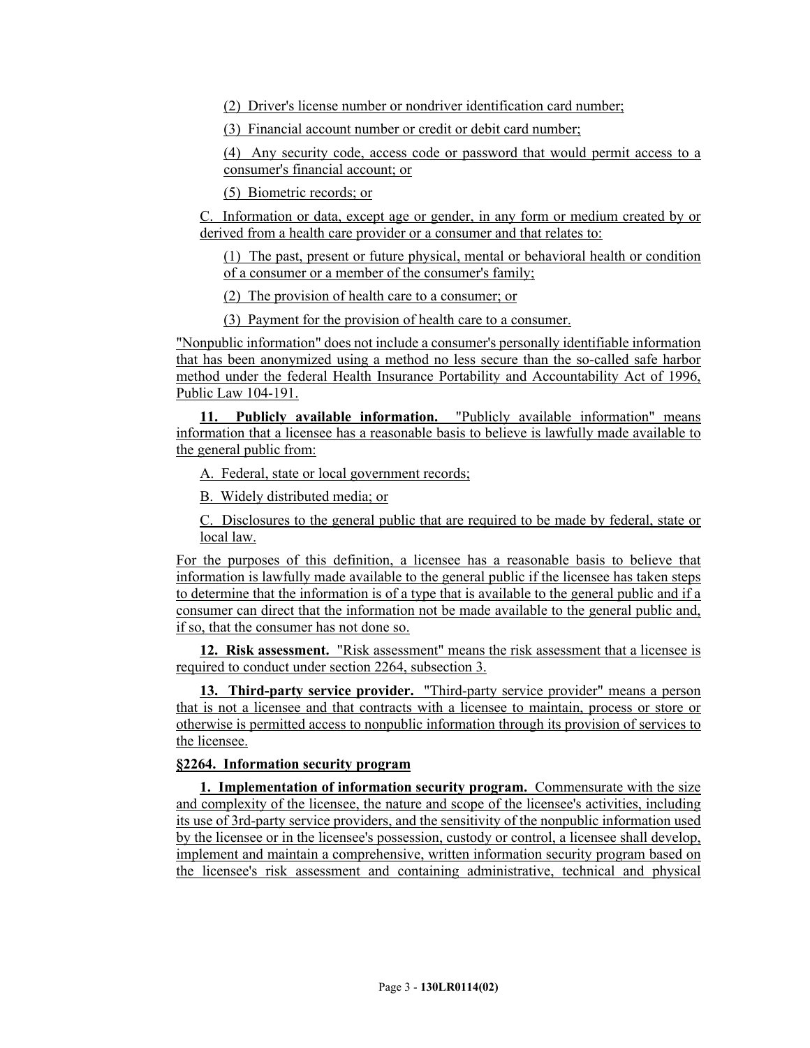(2) Driver's license number or nondriver identification card number;

(3) Financial account number or credit or debit card number;

(4) Any security code, access code or password that would permit access to a consumer's financial account; or

(5) Biometric records; or

C. Information or data, except age or gender, in any form or medium created by or derived from a health care provider or a consumer and that relates to:

(1) The past, present or future physical, mental or behavioral health or condition of a consumer or a member of the consumer's family;

(2) The provision of health care to a consumer; or

(3) Payment for the provision of health care to a consumer.

"Nonpublic information" does not include a consumer's personally identifiable information that has been anonymized using a method no less secure than the so-called safe harbor method under the federal Health Insurance Portability and Accountability Act of 1996, Public Law 104-191.

**11. Publicly available information.** "Publicly available information" means information that a licensee has a reasonable basis to believe is lawfully made available to the general public from:

A. Federal, state or local government records;

B. Widely distributed media; or

C. Disclosures to the general public that are required to be made by federal, state or local law.

For the purposes of this definition, a licensee has a reasonable basis to believe that information is lawfully made available to the general public if the licensee has taken steps to determine that the information is of a type that is available to the general public and if a consumer can direct that the information not be made available to the general public and, if so, that the consumer has not done so.

**12. Risk assessment.** "Risk assessment" means the risk assessment that a licensee is required to conduct under section 2264, subsection 3.

**13. Third-party service provider.** "Third-party service provider" means a person that is not a licensee and that contracts with a licensee to maintain, process or store or otherwise is permitted access to nonpublic information through its provision of services to the licensee.

**§2264. Information security program**

**1. Implementation of information security program.** Commensurate with the size and complexity of the licensee, the nature and scope of the licensee's activities, including its use of 3rd-party service providers, and the sensitivity of the nonpublic information used by the licensee or in the licensee's possession, custody or control, a licensee shall develop, implement and maintain a comprehensive, written information security program based on the licensee's risk assessment and containing administrative, technical and physical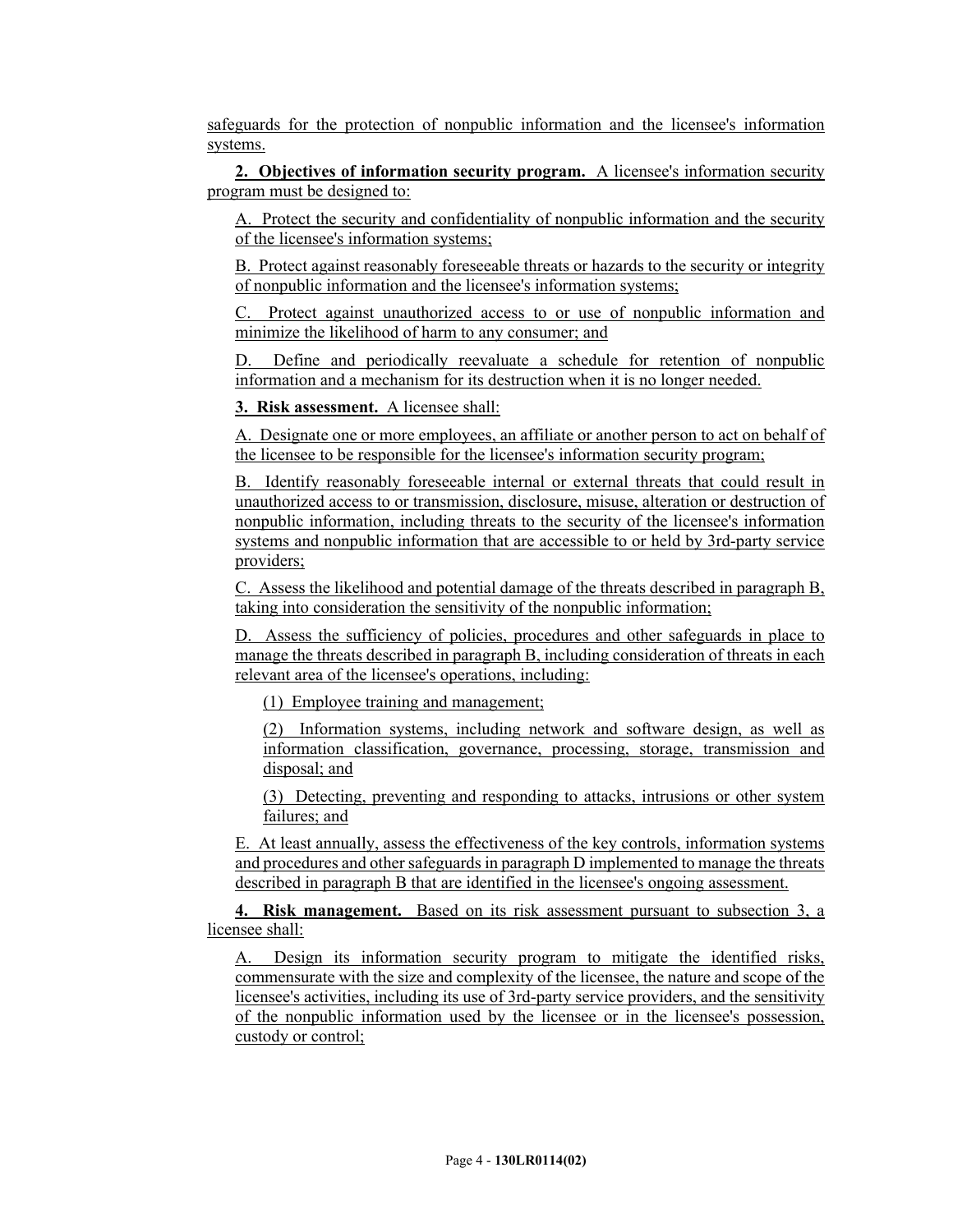safeguards for the protection of nonpublic information and the licensee's information systems.

**2. Objectives of information security program.** A licensee's information security program must be designed to:

A. Protect the security and confidentiality of nonpublic information and the security of the licensee's information systems;

B. Protect against reasonably foreseeable threats or hazards to the security or integrity of nonpublic information and the licensee's information systems;

C. Protect against unauthorized access to or use of nonpublic information and minimize the likelihood of harm to any consumer; and

D. Define and periodically reevaluate a schedule for retention of nonpublic information and a mechanism for its destruction when it is no longer needed.

**3. Risk assessment.** A licensee shall:

A. Designate one or more employees, an affiliate or another person to act on behalf of the licensee to be responsible for the licensee's information security program;

B. Identify reasonably foreseeable internal or external threats that could result in unauthorized access to or transmission, disclosure, misuse, alteration or destruction of nonpublic information, including threats to the security of the licensee's information systems and nonpublic information that are accessible to or held by 3rd-party service providers;

C. Assess the likelihood and potential damage of the threats described in paragraph B, taking into consideration the sensitivity of the nonpublic information;

D. Assess the sufficiency of policies, procedures and other safeguards in place to manage the threats described in paragraph B, including consideration of threats in each relevant area of the licensee's operations, including:

(1) Employee training and management;

(2) Information systems, including network and software design, as well as information classification, governance, processing, storage, transmission and disposal; and

(3) Detecting, preventing and responding to attacks, intrusions or other system failures; and

E. At least annually, assess the effectiveness of the key controls, information systems and procedures and other safeguards in paragraph D implemented to manage the threats described in paragraph B that are identified in the licensee's ongoing assessment.

**4. Risk management.** Based on its risk assessment pursuant to subsection 3, a licensee shall:

A. Design its information security program to mitigate the identified risks, commensurate with the size and complexity of the licensee, the nature and scope of the licensee's activities, including its use of 3rd-party service providers, and the sensitivity of the nonpublic information used by the licensee or in the licensee's possession, custody or control;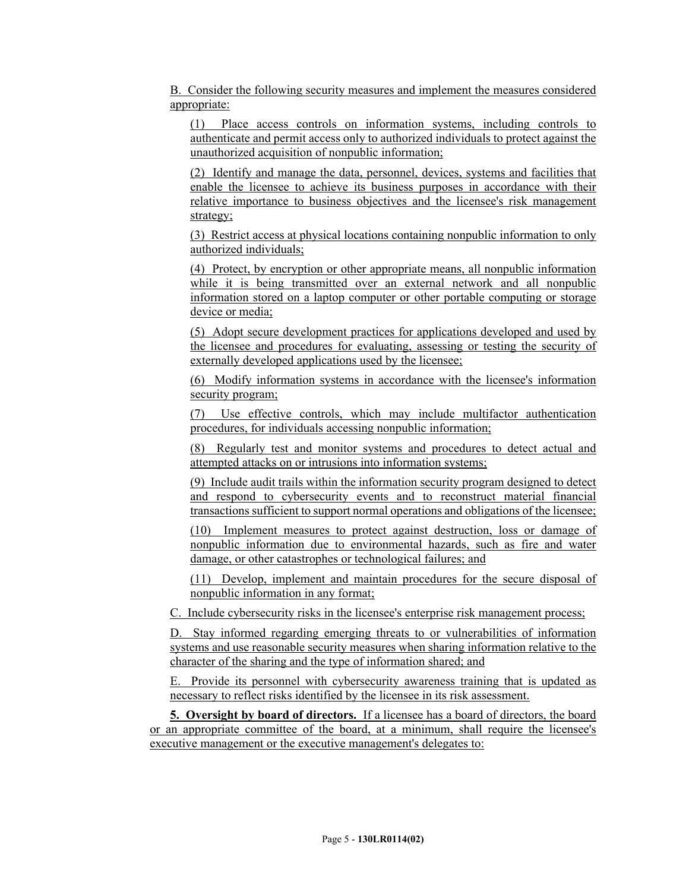B. Consider the following security measures and implement the measures considered appropriate:

(1) Place access controls on information systems, including controls to authenticate and permit access only to authorized individuals to protect against the unauthorized acquisition of nonpublic information;

(2) Identify and manage the data, personnel, devices, systems and facilities that enable the licensee to achieve its business purposes in accordance with their relative importance to business objectives and the licensee's risk management strategy;

(3) Restrict access at physical locations containing nonpublic information to only authorized individuals;

(4) Protect, by encryption or other appropriate means, all nonpublic information while it is being transmitted over an external network and all nonpublic information stored on a laptop computer or other portable computing or storage device or media;

(5) Adopt secure development practices for applications developed and used by the licensee and procedures for evaluating, assessing or testing the security of externally developed applications used by the licensee;

(6) Modify information systems in accordance with the licensee's information security program;

(7) Use effective controls, which may include multifactor authentication procedures, for individuals accessing nonpublic information;

(8) Regularly test and monitor systems and procedures to detect actual and attempted attacks on or intrusions into information systems;

(9) Include audit trails within the information security program designed to detect and respond to cybersecurity events and to reconstruct material financial transactions sufficient to support normal operations and obligations of the licensee;

(10) Implement measures to protect against destruction, loss or damage of nonpublic information due to environmental hazards, such as fire and water damage, or other catastrophes or technological failures; and

(11) Develop, implement and maintain procedures for the secure disposal of nonpublic information in any format;

C. Include cybersecurity risks in the licensee's enterprise risk management process;

D. Stay informed regarding emerging threats to or vulnerabilities of information systems and use reasonable security measures when sharing information relative to the character of the sharing and the type of information shared; and

E. Provide its personnel with cybersecurity awareness training that is updated as necessary to reflect risks identified by the licensee in its risk assessment.

**5. Oversight by board of directors.** If a licensee has a board of directors, the board or an appropriate committee of the board, at a minimum, shall require the licensee's executive management or the executive management's delegates to: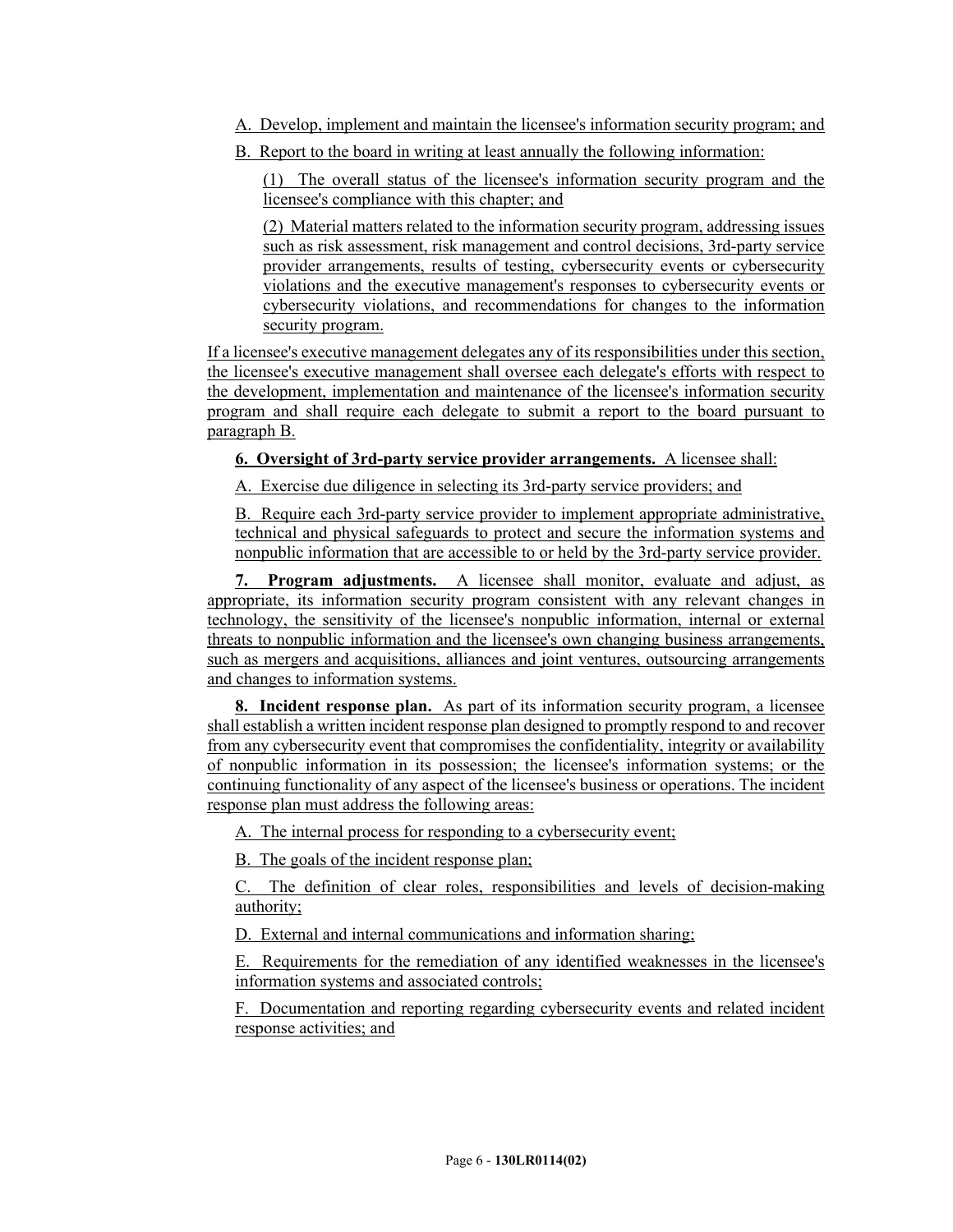A. Develop, implement and maintain the licensee's information security program; and

B. Report to the board in writing at least annually the following information:

(1) The overall status of the licensee's information security program and the licensee's compliance with this chapter; and

(2) Material matters related to the information security program, addressing issues such as risk assessment, risk management and control decisions, 3rd-party service provider arrangements, results of testing, cybersecurity events or cybersecurity violations and the executive management's responses to cybersecurity events or cybersecurity violations, and recommendations for changes to the information security program.

If a licensee's executive management delegates any of its responsibilities under this section, the licensee's executive management shall oversee each delegate's efforts with respect to the development, implementation and maintenance of the licensee's information security program and shall require each delegate to submit a report to the board pursuant to paragraph B.

**6. Oversight of 3rd-party service provider arrangements.** A licensee shall:

A. Exercise due diligence in selecting its 3rd-party service providers; and

B. Require each 3rd-party service provider to implement appropriate administrative, technical and physical safeguards to protect and secure the information systems and nonpublic information that are accessible to or held by the 3rd-party service provider.

**7. Program adjustments.** A licensee shall monitor, evaluate and adjust, as appropriate, its information security program consistent with any relevant changes in technology, the sensitivity of the licensee's nonpublic information, internal or external threats to nonpublic information and the licensee's own changing business arrangements, such as mergers and acquisitions, alliances and joint ventures, outsourcing arrangements and changes to information systems.

**8. Incident response plan.** As part of its information security program, a licensee shall establish a written incident response plan designed to promptly respond to and recover from any cybersecurity event that compromises the confidentiality, integrity or availability of nonpublic information in its possession; the licensee's information systems; or the continuing functionality of any aspect of the licensee's business or operations. The incident response plan must address the following areas:

A. The internal process for responding to a cybersecurity event;

B. The goals of the incident response plan;

C. The definition of clear roles, responsibilities and levels of decision-making authority;

D. External and internal communications and information sharing;

E. Requirements for the remediation of any identified weaknesses in the licensee's information systems and associated controls;

F. Documentation and reporting regarding cybersecurity events and related incident response activities; and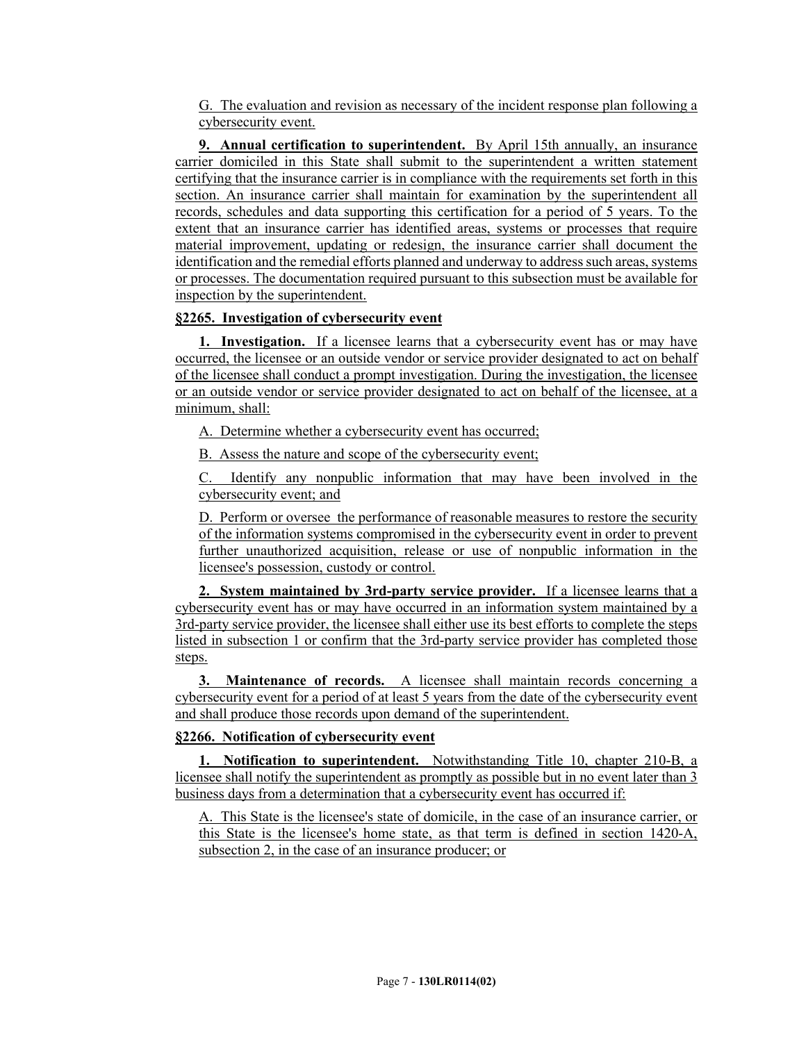G. The evaluation and revision as necessary of the incident response plan following a cybersecurity event.

**9. Annual certification to superintendent.** By April 15th annually, an insurance carrier domiciled in this State shall submit to the superintendent a written statement certifying that the insurance carrier is in compliance with the requirements set forth in this section. An insurance carrier shall maintain for examination by the superintendent all records, schedules and data supporting this certification for a period of 5 years. To the extent that an insurance carrier has identified areas, systems or processes that require material improvement, updating or redesign, the insurance carrier shall document the identification and the remedial efforts planned and underway to address such areas, systems or processes. The documentation required pursuant to this subsection must be available for inspection by the superintendent.

**§2265. Investigation of cybersecurity event**

**1. Investigation.** If a licensee learns that a cybersecurity event has or may have occurred, the licensee or an outside vendor or service provider designated to act on behalf of the licensee shall conduct a prompt investigation. During the investigation, the licensee or an outside vendor or service provider designated to act on behalf of the licensee, at a minimum, shall:

A. Determine whether a cybersecurity event has occurred;

B. Assess the nature and scope of the cybersecurity event;

C. Identify any nonpublic information that may have been involved in the cybersecurity event; and

D. Perform or oversee the performance of reasonable measures to restore the security of the information systems compromised in the cybersecurity event in order to prevent further unauthorized acquisition, release or use of nonpublic information in the licensee's possession, custody or control.

**2. System maintained by 3rd-party service provider.** If a licensee learns that a cybersecurity event has or may have occurred in an information system maintained by a 3rd-party service provider, the licensee shall either use its best efforts to complete the steps listed in subsection 1 or confirm that the 3rd-party service provider has completed those steps.

**3. Maintenance of records.** A licensee shall maintain records concerning a cybersecurity event for a period of at least 5 years from the date of the cybersecurity event and shall produce those records upon demand of the superintendent.

**§2266. Notification of cybersecurity event**

**1. Notification to superintendent.** Notwithstanding Title 10, chapter 210-B, a licensee shall notify the superintendent as promptly as possible but in no event later than 3 business days from a determination that a cybersecurity event has occurred if:

A. This State is the licensee's state of domicile, in the case of an insurance carrier, or this State is the licensee's home state, as that term is defined in section 1420-A, subsection 2, in the case of an insurance producer; or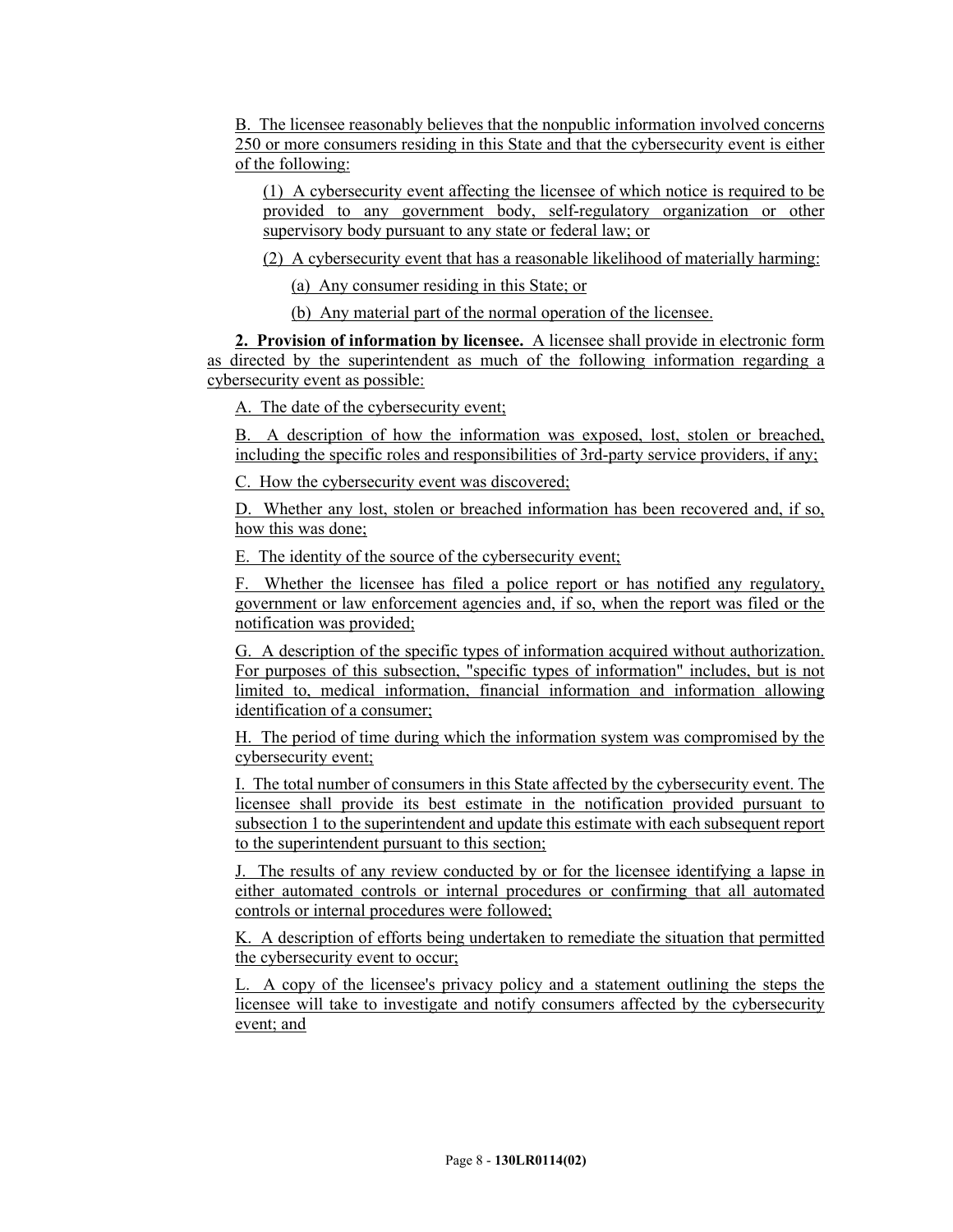B. The licensee reasonably believes that the nonpublic information involved concerns 250 or more consumers residing in this State and that the cybersecurity event is either of the following:

(1) A cybersecurity event affecting the licensee of which notice is required to be provided to any government body, self-regulatory organization or other supervisory body pursuant to any state or federal law; or

(2) A cybersecurity event that has a reasonable likelihood of materially harming:

(a) Any consumer residing in this State; or

(b) Any material part of the normal operation of the licensee.

**2. Provision of information by licensee.** A licensee shall provide in electronic form as directed by the superintendent as much of the following information regarding a cybersecurity event as possible:

A. The date of the cybersecurity event;

B. A description of how the information was exposed, lost, stolen or breached, including the specific roles and responsibilities of 3rd-party service providers, if any;

C. How the cybersecurity event was discovered;

D. Whether any lost, stolen or breached information has been recovered and, if so, how this was done;

E. The identity of the source of the cybersecurity event;

F. Whether the licensee has filed a police report or has notified any regulatory, government or law enforcement agencies and, if so, when the report was filed or the notification was provided;

G. A description of the specific types of information acquired without authorization. For purposes of this subsection, "specific types of information" includes, but is not limited to, medical information, financial information and information allowing identification of a consumer;

H. The period of time during which the information system was compromised by the cybersecurity event;

I. The total number of consumers in this State affected by the cybersecurity event. The licensee shall provide its best estimate in the notification provided pursuant to subsection 1 to the superintendent and update this estimate with each subsequent report to the superintendent pursuant to this section;

J. The results of any review conducted by or for the licensee identifying a lapse in either automated controls or internal procedures or confirming that all automated controls or internal procedures were followed;

K. A description of efforts being undertaken to remediate the situation that permitted the cybersecurity event to occur;

L. A copy of the licensee's privacy policy and a statement outlining the steps the licensee will take to investigate and notify consumers affected by the cybersecurity event; and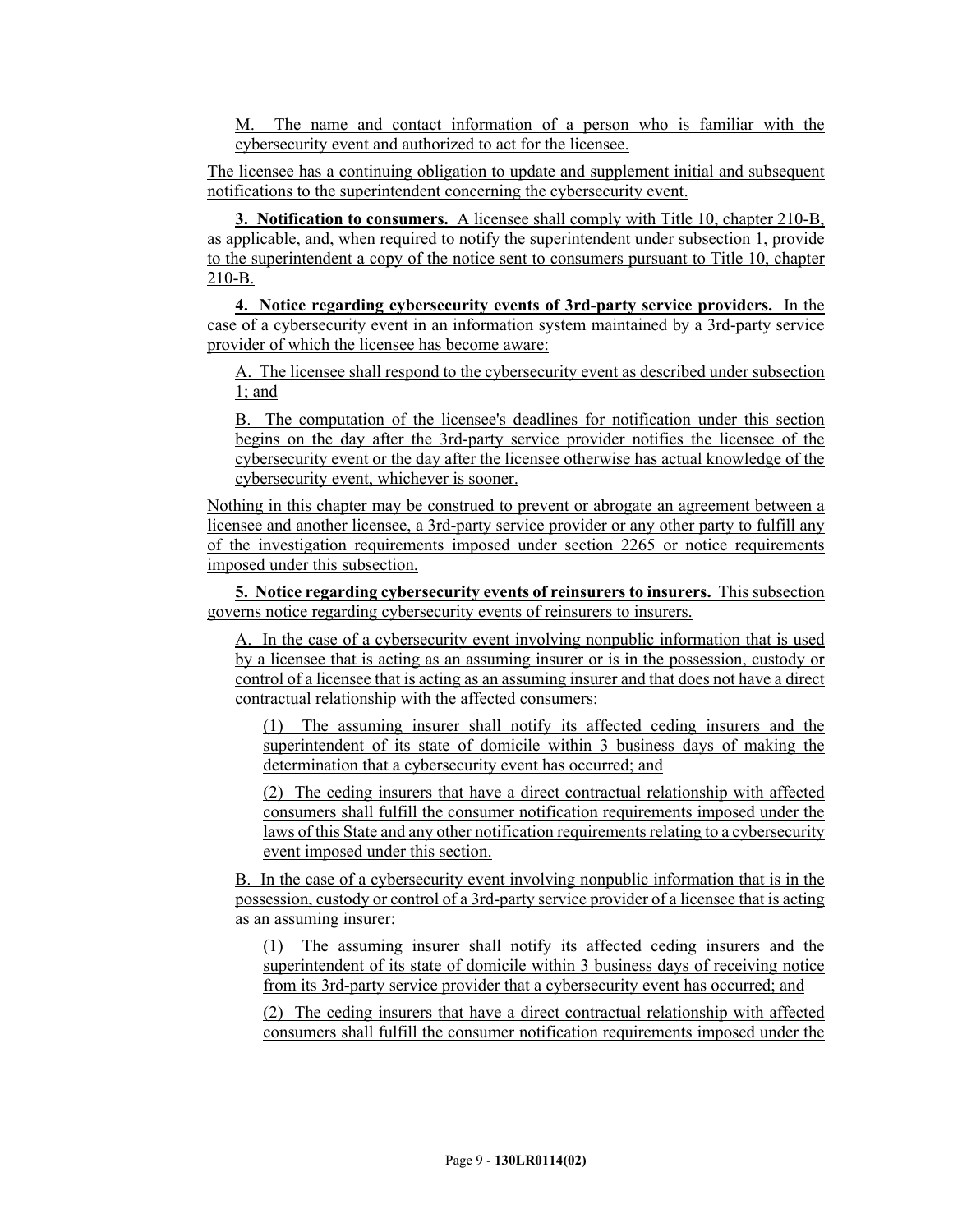M. The name and contact information of a person who is familiar with the cybersecurity event and authorized to act for the licensee.

The licensee has a continuing obligation to update and supplement initial and subsequent notifications to the superintendent concerning the cybersecurity event.

**3. Notification to consumers.** A licensee shall comply with Title 10, chapter 210-B, as applicable, and, when required to notify the superintendent under subsection 1, provide to the superintendent a copy of the notice sent to consumers pursuant to Title 10, chapter 210-B.

**4. Notice regarding cybersecurity events of 3rd-party service providers.** In the case of a cybersecurity event in an information system maintained by a 3rd-party service provider of which the licensee has become aware:

A. The licensee shall respond to the cybersecurity event as described under subsection 1; and

B. The computation of the licensee's deadlines for notification under this section begins on the day after the 3rd-party service provider notifies the licensee of the cybersecurity event or the day after the licensee otherwise has actual knowledge of the cybersecurity event, whichever is sooner.

Nothing in this chapter may be construed to prevent or abrogate an agreement between a licensee and another licensee, a 3rd-party service provider or any other party to fulfill any of the investigation requirements imposed under section 2265 or notice requirements imposed under this subsection.

**5. Notice regarding cybersecurity events of reinsurers to insurers.** This subsection governs notice regarding cybersecurity events of reinsurers to insurers.

A. In the case of a cybersecurity event involving nonpublic information that is used by a licensee that is acting as an assuming insurer or is in the possession, custody or control of a licensee that is acting as an assuming insurer and that does not have a direct contractual relationship with the affected consumers:

(1) The assuming insurer shall notify its affected ceding insurers and the superintendent of its state of domicile within 3 business days of making the determination that a cybersecurity event has occurred; and

(2) The ceding insurers that have a direct contractual relationship with affected consumers shall fulfill the consumer notification requirements imposed under the laws of this State and any other notification requirements relating to a cybersecurity event imposed under this section.

B. In the case of a cybersecurity event involving nonpublic information that is in the possession, custody or control of a 3rd-party service provider of a licensee that is acting as an assuming insurer:

(1) The assuming insurer shall notify its affected ceding insurers and the superintendent of its state of domicile within 3 business days of receiving notice from its 3rd-party service provider that a cybersecurity event has occurred; and

(2) The ceding insurers that have a direct contractual relationship with affected consumers shall fulfill the consumer notification requirements imposed under the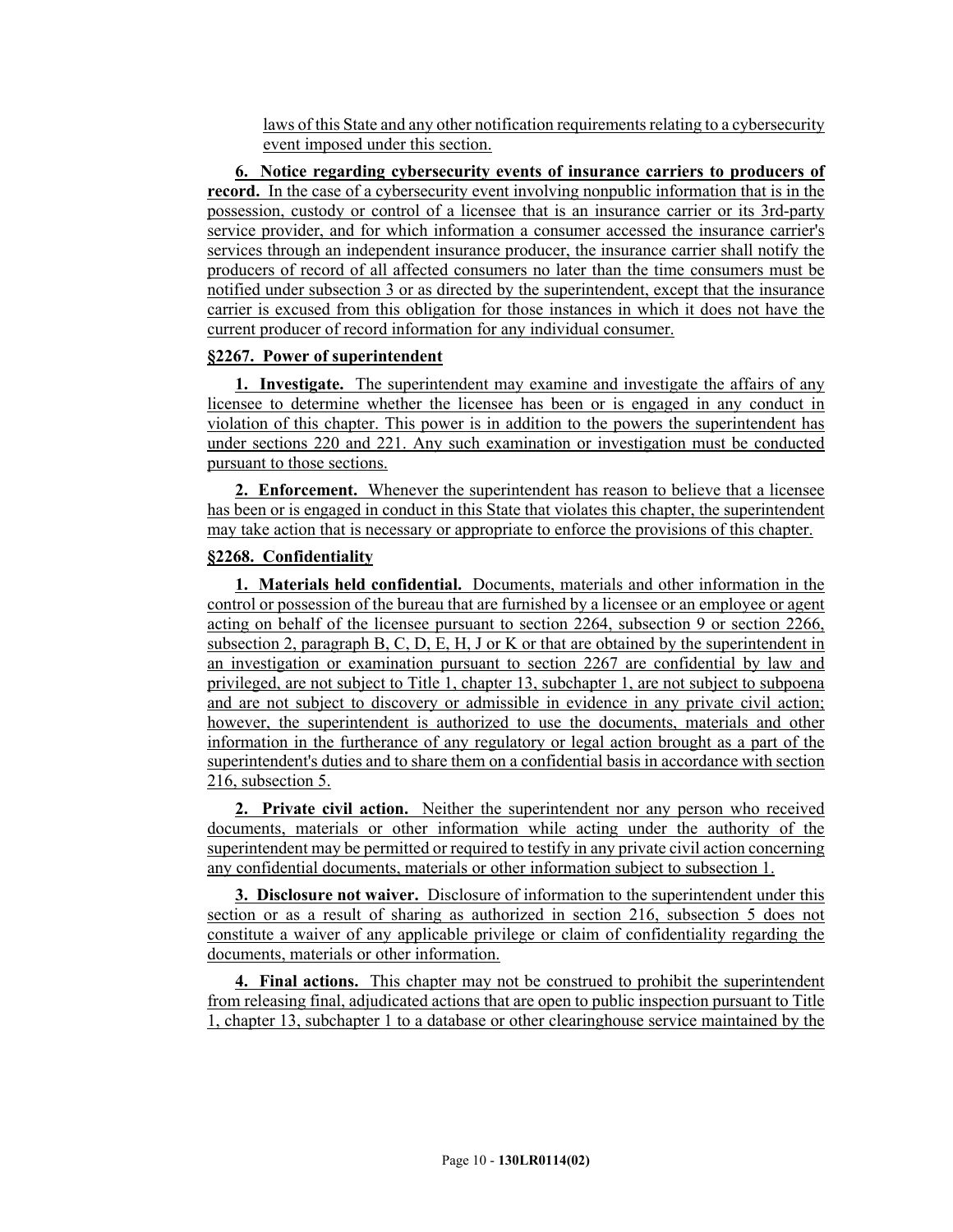laws of this State and any other notification requirements relating to a cybersecurity event imposed under this section.

**6. Notice regarding cybersecurity events of insurance carriers to producers of record.** In the case of a cybersecurity event involving nonpublic information that is in the possession, custody or control of a licensee that is an insurance carrier or its 3rd-party service provider, and for which information a consumer accessed the insurance carrier's services through an independent insurance producer, the insurance carrier shall notify the producers of record of all affected consumers no later than the time consumers must be notified under subsection 3 or as directed by the superintendent, except that the insurance carrier is excused from this obligation for those instances in which it does not have the current producer of record information for any individual consumer.

**§2267. Power of superintendent**

**1. Investigate.** The superintendent may examine and investigate the affairs of any licensee to determine whether the licensee has been or is engaged in any conduct in violation of this chapter. This power is in addition to the powers the superintendent has under sections 220 and 221. Any such examination or investigation must be conducted pursuant to those sections.

**2. Enforcement.** Whenever the superintendent has reason to believe that a licensee has been or is engaged in conduct in this State that violates this chapter, the superintendent may take action that is necessary or appropriate to enforce the provisions of this chapter.

**§2268. Confidentiality**

**1. Materials held confidential.** Documents, materials and other information in the control or possession of the bureau that are furnished by a licensee or an employee or agent acting on behalf of the licensee pursuant to section 2264, subsection 9 or section 2266, subsection 2, paragraph B, C, D, E, H, J or K or that are obtained by the superintendent in an investigation or examination pursuant to section 2267 are confidential by law and privileged, are not subject to Title 1, chapter 13, subchapter 1, are not subject to subpoena and are not subject to discovery or admissible in evidence in any private civil action; however, the superintendent is authorized to use the documents, materials and other information in the furtherance of any regulatory or legal action brought as a part of the superintendent's duties and to share them on a confidential basis in accordance with section 216, subsection 5.

**2. Private civil action.** Neither the superintendent nor any person who received documents, materials or other information while acting under the authority of the superintendent may be permitted or required to testify in any private civil action concerning any confidential documents, materials or other information subject to subsection 1.

**3. Disclosure not waiver.** Disclosure of information to the superintendent under this section or as a result of sharing as authorized in section 216, subsection 5 does not constitute a waiver of any applicable privilege or claim of confidentiality regarding the documents, materials or other information.

**4. Final actions.** This chapter may not be construed to prohibit the superintendent from releasing final, adjudicated actions that are open to public inspection pursuant to Title 1, chapter 13, subchapter 1 to a database or other clearinghouse service maintained by the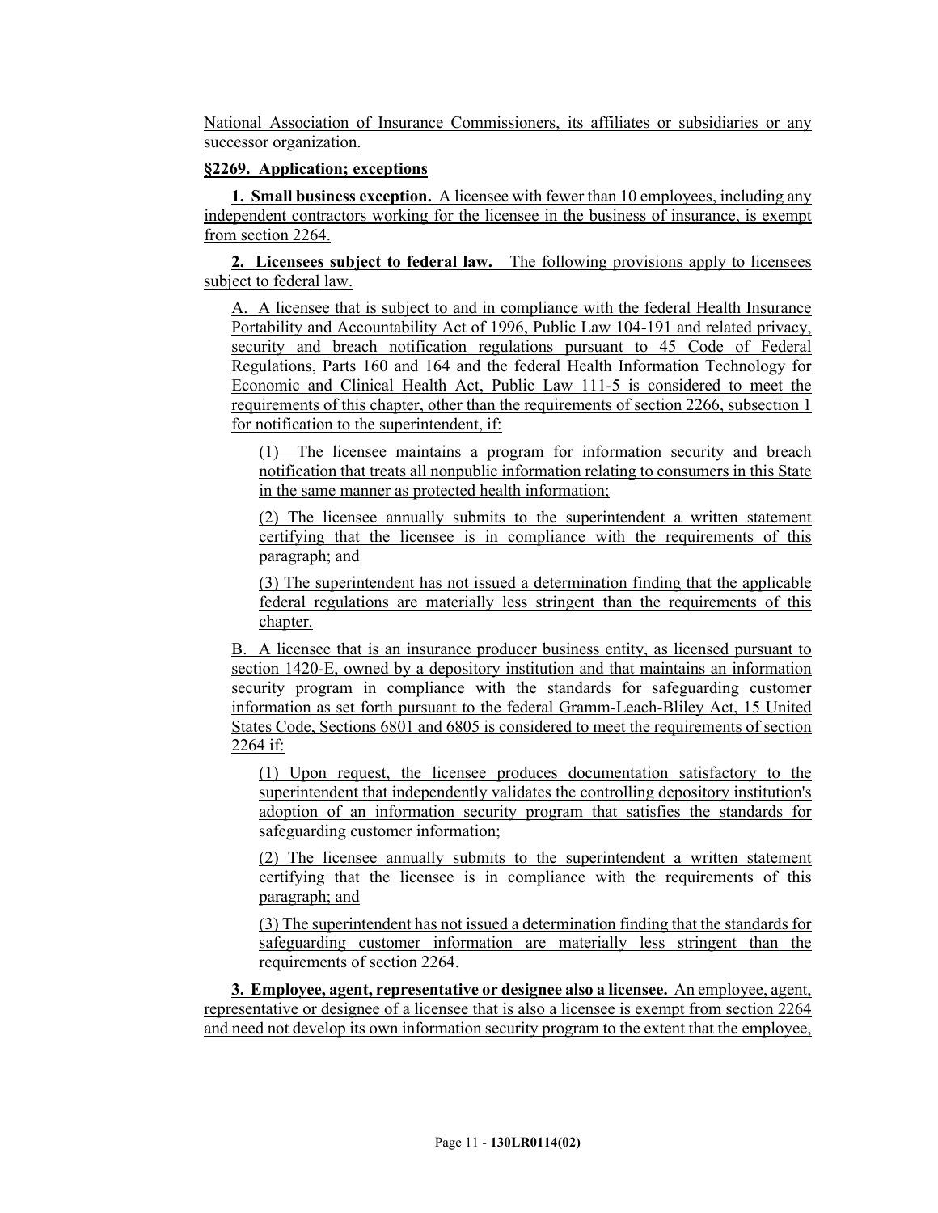National Association of Insurance Commissioners, its affiliates or subsidiaries or any successor organization.

**§2269. Application; exceptions**

**1. Small business exception.** A licensee with fewer than 10 employees, including any independent contractors working for the licensee in the business of insurance, is exempt from section 2264.

**2. Licensees subject to federal law.** The following provisions apply to licensees subject to federal law.

A. A licensee that is subject to and in compliance with the federal Health Insurance Portability and Accountability Act of 1996, Public Law 104-191 and related privacy, security and breach notification regulations pursuant to 45 Code of Federal Regulations, Parts 160 and 164 and the federal Health Information Technology for Economic and Clinical Health Act, Public Law 111-5 is considered to meet the requirements of this chapter, other than the requirements of section 2266, subsection 1 for notification to the superintendent, if:

(1) The licensee maintains a program for information security and breach notification that treats all nonpublic information relating to consumers in this State in the same manner as protected health information;

(2) The licensee annually submits to the superintendent a written statement certifying that the licensee is in compliance with the requirements of this paragraph; and

(3) The superintendent has not issued a determination finding that the applicable federal regulations are materially less stringent than the requirements of this chapter.

B. A licensee that is an insurance producer business entity, as licensed pursuant to section 1420-E, owned by a depository institution and that maintains an information security program in compliance with the standards for safeguarding customer information as set forth pursuant to the federal Gramm-Leach-Bliley Act, 15 United States Code, Sections 6801 and 6805 is considered to meet the requirements of section 2264 if:

(1) Upon request, the licensee produces documentation satisfactory to the superintendent that independently validates the controlling depository institution's adoption of an information security program that satisfies the standards for safeguarding customer information;

(2) The licensee annually submits to the superintendent a written statement certifying that the licensee is in compliance with the requirements of this paragraph; and

(3) The superintendent has not issued a determination finding that the standards for safeguarding customer information are materially less stringent than the requirements of section 2264.

**3. Employee, agent, representative or designee also a licensee.** An employee, agent, representative or designee of a licensee that is also a licensee is exempt from section 2264 and need not develop its own information security program to the extent that the employee,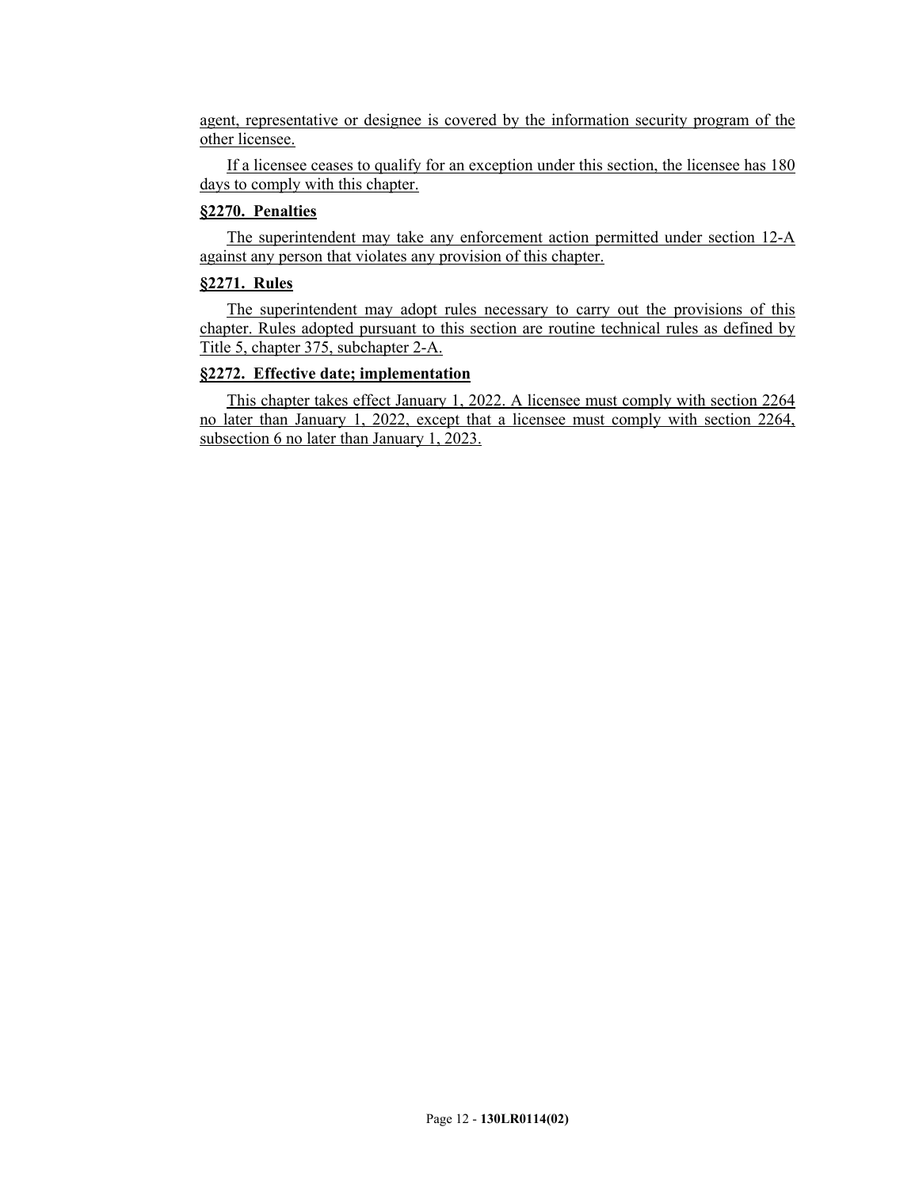agent, representative or designee is covered by the information security program of the other licensee.

If a licensee ceases to qualify for an exception under this section, the licensee has 180 days to comply with this chapter.

**§2270. Penalties**

The superintendent may take any enforcement action permitted under section 12-A against any person that violates any provision of this chapter.

**§2271. Rules**

The superintendent may adopt rules necessary to carry out the provisions of this chapter. Rules adopted pursuant to this section are routine technical rules as defined by Title 5, chapter 375, subchapter 2-A.

**§2272. Effective date; implementation**

This chapter takes effect January 1, 2022. A licensee must comply with section 2264 no later than January 1, 2022, except that a licensee must comply with section 2264, subsection 6 no later than January 1, 2023.